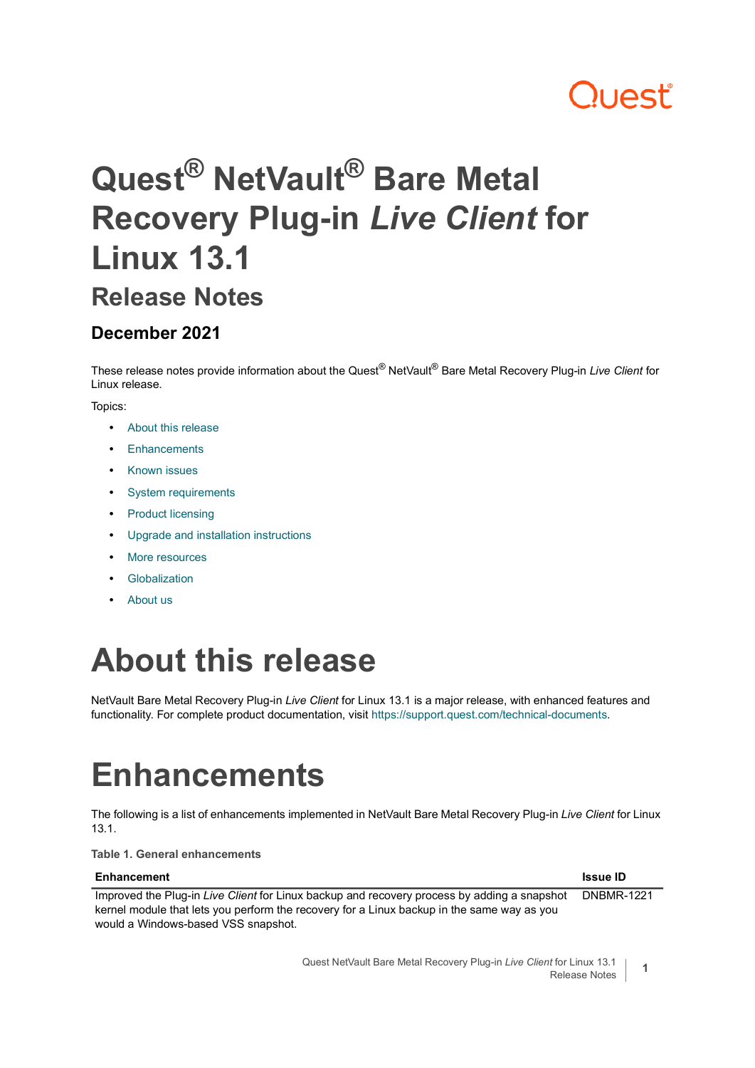# Quest® NetVault® Bare Metal Recovery Plug-in *Live Client* for Linux 13.1

## Release Notes

### December 2021

These release notes provide information about the Quest® NetVault® Bare Metal Recovery Plug-in *Live Client* for Linux release.

Topics:

- About this release
- Enhancements
- Known issues
- System requirements
- Product licensing
- Upgrade and installation instructions
- More resources
- Globalization
- About us

# About this release

NetVault Bare Metal Recovery Plug-in *Live Client* for Linux 13.1 is a major release, with enhanced features and functionality. For complete product documentation, visit https://support.quest.com/technical-documents.

# Enhancements

The following is a list of enhancements implemented in NetVault Bare Metal Recovery Plug-in *Live Client* for Linux 13.1.

**Table 1. General enhancements**

| Enhancement | Issue ID |
|---|---|
| Improved the Plug-in *Live Client* for Linux backup and recovery process by adding a snapshot kernel module that lets you perform the recovery for a Linux backup in the same way as you would a Windows-based VSS snapshot. | DNBMR-1221 |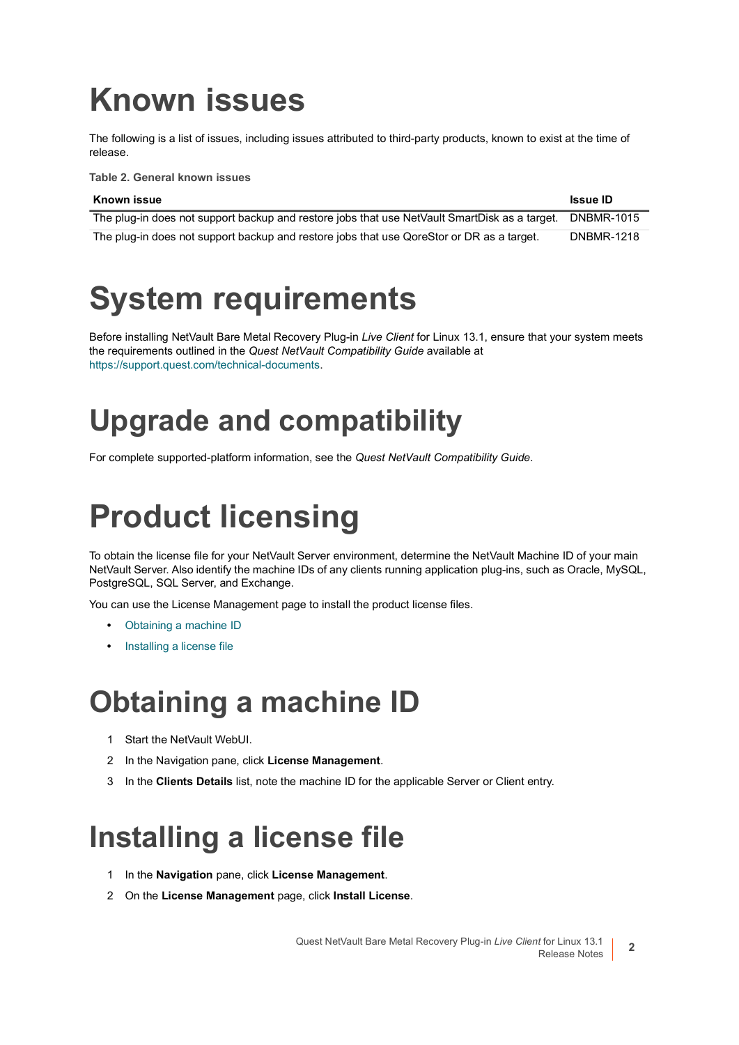# Known issues

The following is a list of issues, including issues attributed to third-party products, known to exist at the time of release.

**Table 2. General known issues**

| Known issue | Issue ID |
| --- | --- |
| The plug-in does not support backup and restore jobs that use NetVault SmartDisk as a target. | DNBMR-1015 |
| The plug-in does not support backup and restore jobs that use QoreStor or DR as a target. | DNBMR-1218 |

# System requirements

Before installing NetVault Bare Metal Recovery Plug-in *Live Client* for Linux 13.1, ensure that your system meets the requirements outlined in the *Quest NetVault Compatibility Guide* available at https://support.quest.com/technical-documents.

# Upgrade and compatibility

For complete supported-platform information, see the *Quest NetVault Compatibility Guide*.

# Product licensing

To obtain the license file for your NetVault Server environment, determine the NetVault Machine ID of your main NetVault Server. Also identify the machine IDs of any clients running application plug-ins, such as Oracle, MySQL, PostgreSQL, SQL Server, and Exchange.

You can use the License Management page to install the product license files.

- Obtaining a machine ID
- Installing a license file

# Obtaining a machine ID

1. Start the NetVault WebUI.
2. In the Navigation pane, click **License Management**.
3. In the **Clients Details** list, note the machine ID for the applicable Server or Client entry.

# Installing a license file

1. In the **Navigation** pane, click **License Management**.
2. On the **License Management** page, click **Install License**.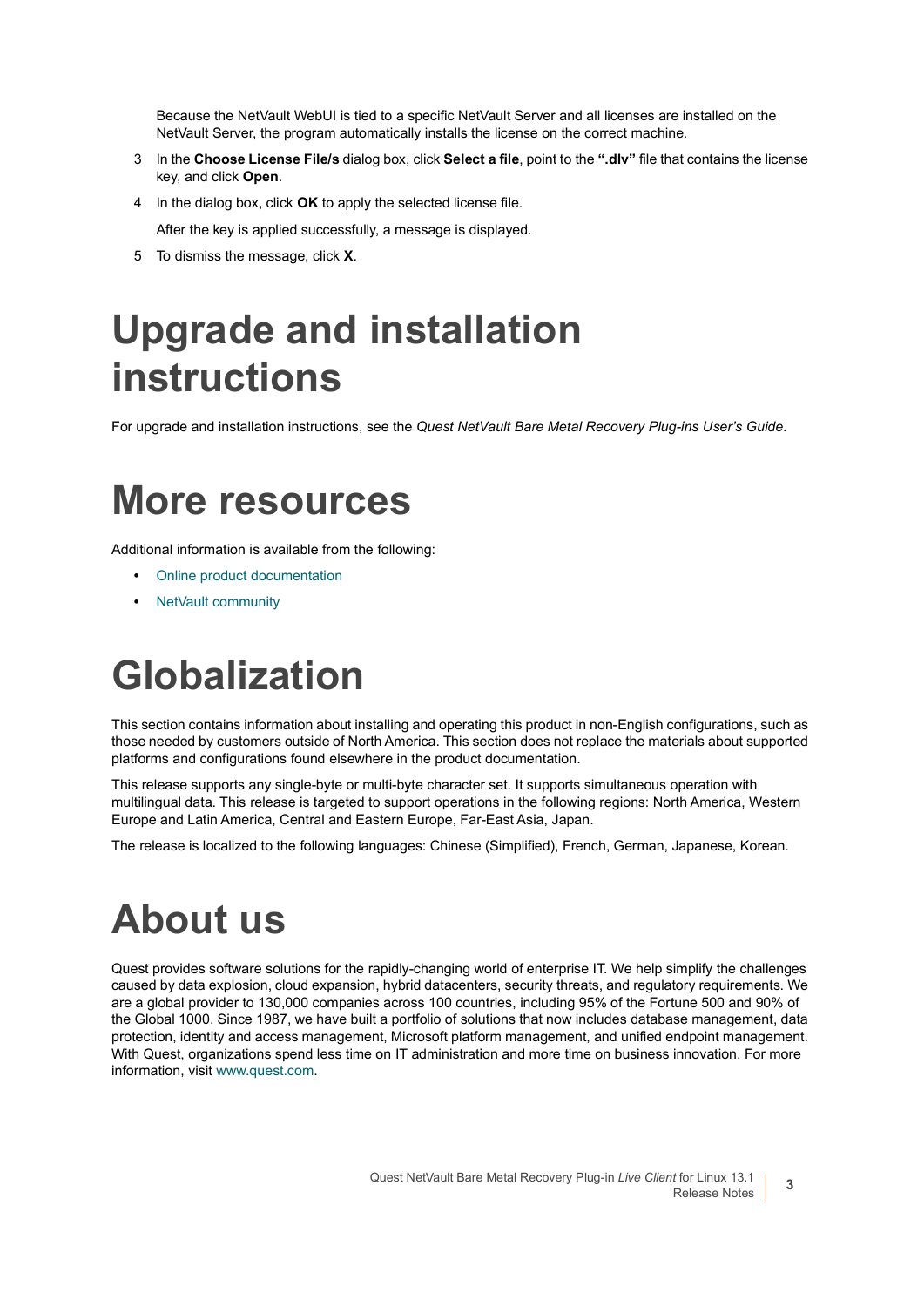Because the NetVault WebUI is tied to a specific NetVault Server and all licenses are installed on the NetVault Server, the program automatically installs the license on the correct machine.

3. In the **Choose License File/s** dialog box, click **Select a file**, point to the **".dlv"** file that contains the license key, and click **Open**.
4. In the dialog box, click **OK** to apply the selected license file.

   After the key is applied successfully, a message is displayed.
5. To dismiss the message, click **X**.

# Upgrade and installation instructions

For upgrade and installation instructions, see the *Quest NetVault Bare Metal Recovery Plug-ins User's Guide*.

# More resources

Additional information is available from the following:

- Online product documentation
- NetVault community

# Globalization

This section contains information about installing and operating this product in non-English configurations, such as those needed by customers outside of North America. This section does not replace the materials about supported platforms and configurations found elsewhere in the product documentation.

This release supports any single-byte or multi-byte character set. It supports simultaneous operation with multilingual data. This release is targeted to support operations in the following regions: North America, Western Europe and Latin America, Central and Eastern Europe, Far-East Asia, Japan.

The release is localized to the following languages: Chinese (Simplified), French, German, Japanese, Korean.

# About us

Quest provides software solutions for the rapidly-changing world of enterprise IT. We help simplify the challenges caused by data explosion, cloud expansion, hybrid datacenters, security threats, and regulatory requirements. We are a global provider to 130,000 companies across 100 countries, including 95% of the Fortune 500 and 90% of the Global 1000. Since 1987, we have built a portfolio of solutions that now includes database management, data protection, identity and access management, Microsoft platform management, and unified endpoint management. With Quest, organizations spend less time on IT administration and more time on business innovation. For more information, visit www.quest.com.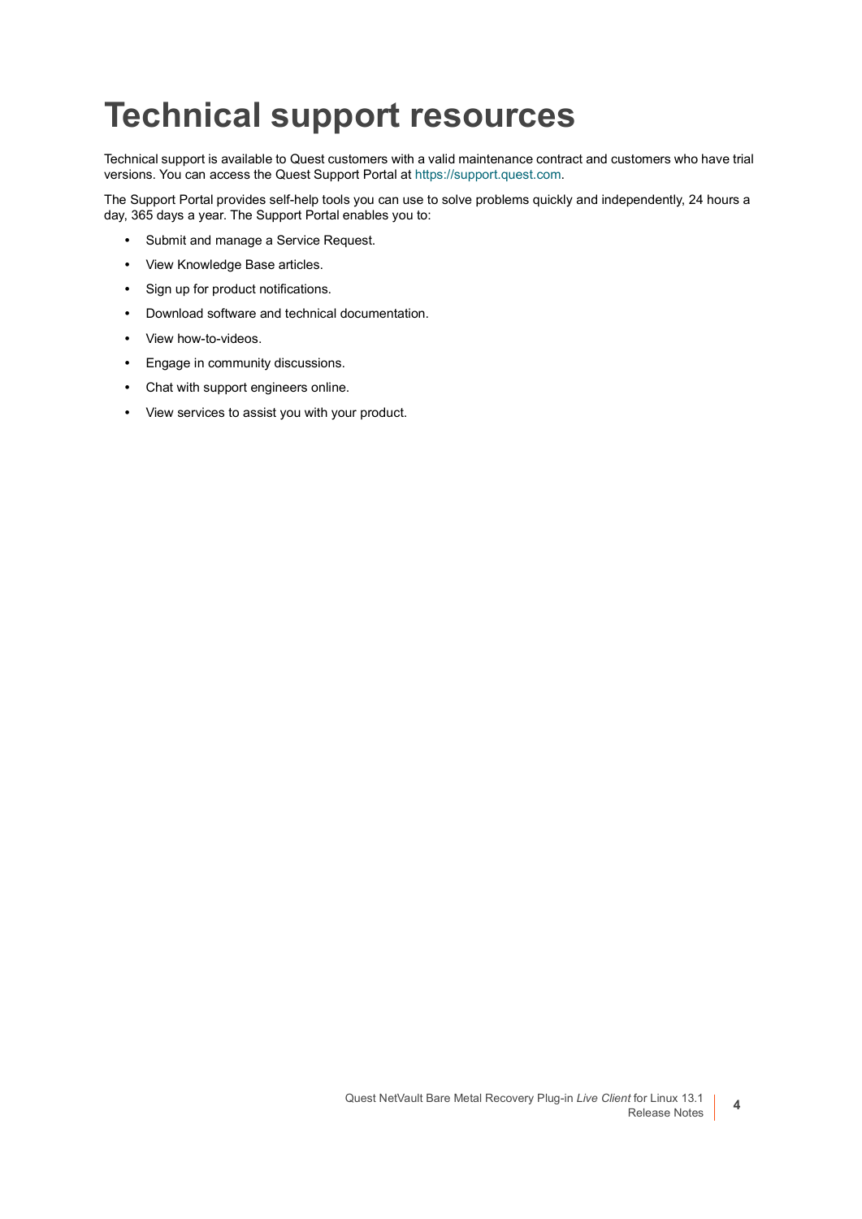# Technical support resources

Technical support is available to Quest customers with a valid maintenance contract and customers who have trial versions. You can access the Quest Support Portal at https://support.quest.com.

The Support Portal provides self-help tools you can use to solve problems quickly and independently, 24 hours a day, 365 days a year. The Support Portal enables you to:

- Submit and manage a Service Request.
- View Knowledge Base articles.
- Sign up for product notifications.
- Download software and technical documentation.
- View how-to-videos.
- Engage in community discussions.
- Chat with support engineers online.
- View services to assist you with your product.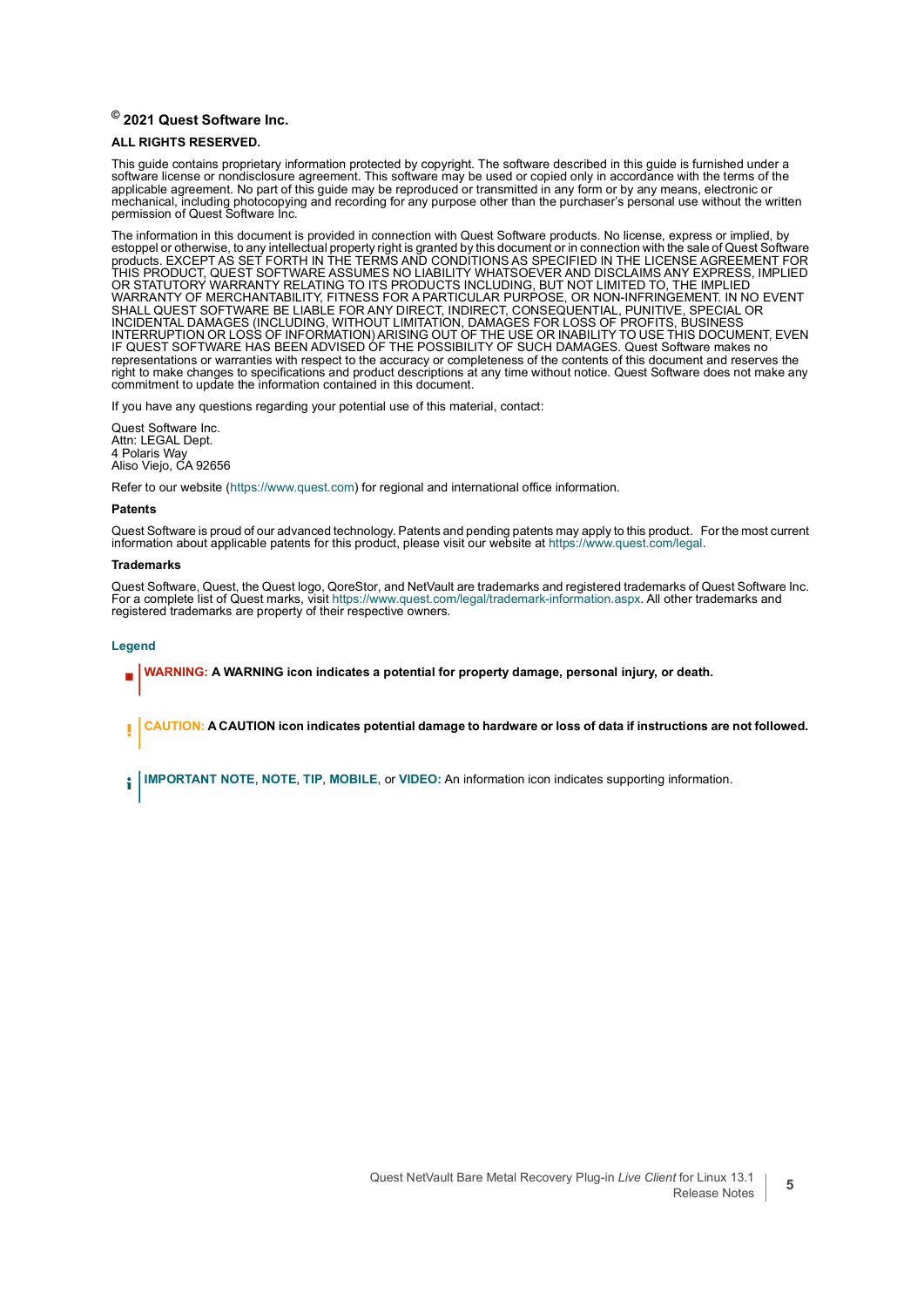**© 2021 Quest Software Inc.**

**ALL RIGHTS RESERVED.**

This guide contains proprietary information protected by copyright. The software described in this guide is furnished under a software license or nondisclosure agreement. This software may be used or copied only in accordance with the terms of the applicable agreement. No part of this guide may be reproduced or transmitted in any form or by any means, electronic or mechanical, including photocopying and recording for any purpose other than the purchaser's personal use without the written permission of Quest Software Inc.

The information in this document is provided in connection with Quest Software products. No license, express or implied, by estoppel or otherwise, to any intellectual property right is granted by this document or in connection with the sale of Quest Software products. EXCEPT AS SET FORTH IN THE TERMS AND CONDITIONS AS SPECIFIED IN THE LICENSE AGREEMENT FOR THIS PRODUCT, QUEST SOFTWARE ASSUMES NO LIABILITY WHATSOEVER AND DISCLAIMS ANY EXPRESS, IMPLIED OR STATUTORY WARRANTY RELATING TO ITS PRODUCTS INCLUDING, BUT NOT LIMITED TO, THE IMPLIED WARRANTY OF MERCHANTABILITY, FITNESS FOR A PARTICULAR PURPOSE, OR NON-INFRINGEMENT. IN NO EVENT SHALL QUEST SOFTWARE BE LIABLE FOR ANY DIRECT, INDIRECT, CONSEQUENTIAL, PUNITIVE, SPECIAL OR INCIDENTAL DAMAGES (INCLUDING, WITHOUT LIMITATION, DAMAGES FOR LOSS OF PROFITS, BUSINESS INTERRUPTION OR LOSS OF INFORMATION) ARISING OUT OF THE USE OR INABILITY TO USE THIS DOCUMENT, EVEN IF QUEST SOFTWARE HAS BEEN ADVISED OF THE POSSIBILITY OF SUCH DAMAGES. Quest Software makes no representations or warranties with respect to the accuracy or completeness of the contents of this document and reserves the right to make changes to specifications and product descriptions at any time without notice. Quest Software does not make any commitment to update the information contained in this document.

If you have any questions regarding your potential use of this material, contact:

Quest Software Inc.
Attn: LEGAL Dept.
4 Polaris Way
Aliso Viejo, CA 92656

Refer to our website (https://www.quest.com) for regional and international office information.

**Patents**

Quest Software is proud of our advanced technology. Patents and pending patents may apply to this product. For the most current information about applicable patents for this product, please visit our website at https://www.quest.com/legal.

**Trademarks**

Quest Software, Quest, the Quest logo, QoreStor, and NetVault are trademarks and registered trademarks of Quest Software Inc. For a complete list of Quest marks, visit https://www.quest.com/legal/trademark-information.aspx. All other trademarks and registered trademarks are property of their respective owners.

### Legend

**WARNING: A WARNING icon indicates a potential for property damage, personal injury, or death.**

**CAUTION: A CAUTION icon indicates potential damage to hardware or loss of data if instructions are not followed.**

**IMPORTANT NOTE**, **NOTE**, **TIP**, **MOBILE**, or **VIDEO:** An information icon indicates supporting information.